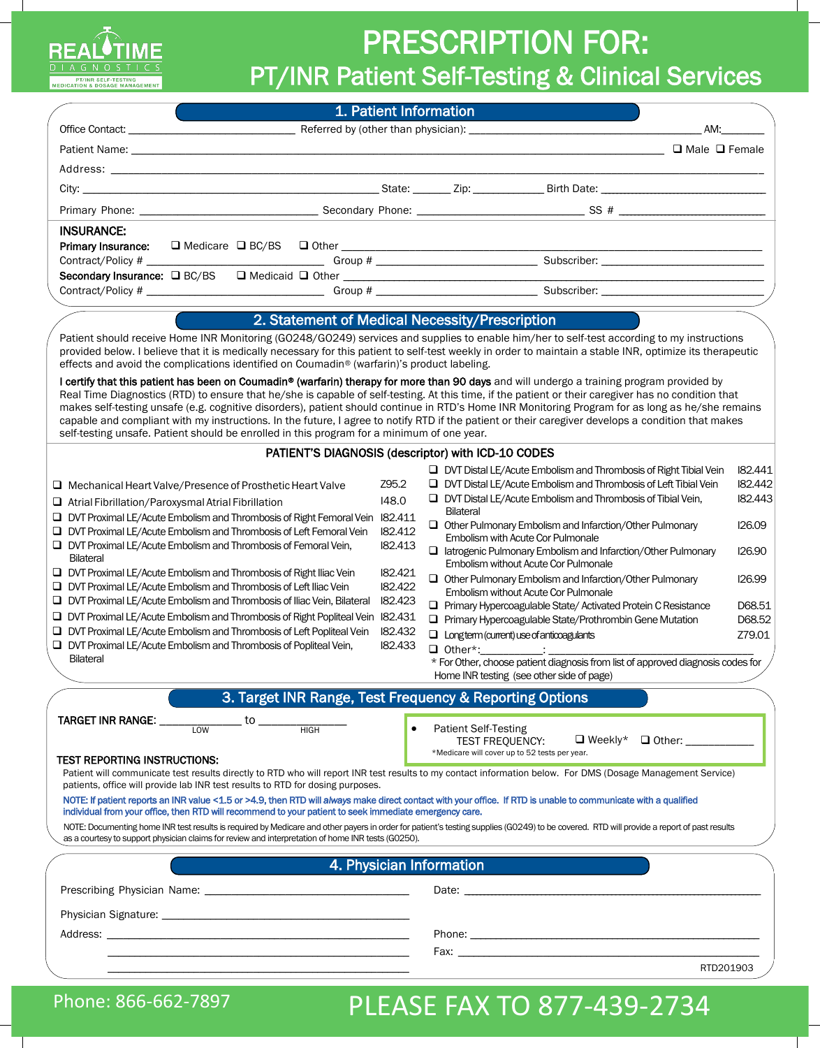REAL TIME DIAGNOSTICS
PT/INR SELF-TESTING
MEDICATION & DOSAGE MANAGEMENT

# PRESCRIPTION FOR:
## PT/INR Patient Self-Testing & Clinical Services

### 1. Patient Information

Office Contact: ____________________ Referred by (other than physician): ______________________________ AM:_______

Patient Name: ______________________________________________ ❑ Male ❑ Female

Address: ______________________________________________

City: ______________________________ State: ______ Zip: ___________ Birth Date: ____________________

Primary Phone: ____________________ Secondary Phone: ____________________ SS # ____________________

**INSURANCE:**

**Primary Insurance:** ❑ Medicare ❑ BC/BS ❑ Other ______________________________

Contract/Policy # ____________________ Group # ____________________ Subscriber: ____________________

**Secondary Insurance:** ❑ BC/BS ❑ Medicaid ❑ Other ______________________________

Contract/Policy # ____________________ Group # ____________________ Subscriber: ____________________

### 2. Statement of Medical Necessity/Prescription

Patient should receive Home INR Monitoring (G0248/G0249) services and supplies to enable him/her to self-test according to my instructions provided below. I believe that it is medically necessary for this patient to self-test weekly in order to maintain a stable INR, optimize its therapeutic effects and avoid the complications identified on Coumadin® (warfarin)'s product labeling.

**I certify that this patient has been on Coumadin® (warfarin) therapy for more than 90 days** and will undergo a training program provided by Real Time Diagnostics (RTD) to ensure that he/she is capable of self-testing. At this time, if the patient or their caregiver has no condition that makes self-testing unsafe (e.g. cognitive disorders), patient should continue in RTD's Home INR Monitoring Program for as long as he/she remains capable and compliant with my instructions. In the future, I agree to notify RTD if the patient or their caregiver develops a condition that makes self-testing unsafe. Patient should be enrolled in this program for a minimum of one year.

**PATIENT'S DIAGNOSIS (descriptor) with ICD-10 CODES**

| Diagnosis | ICD-10 |
|---|---|
| ❑ Mechanical Heart Valve/Presence of Prosthetic Heart Valve | Z95.2 |
| ❑ Atrial Fibrillation/Paroxysmal Atrial Fibrillation | I48.0 |
| ❑ DVT Proximal LE/Acute Embolism and Thrombosis of Right Femoral Vein | I82.411 |
| ❑ DVT Proximal LE/Acute Embolism and Thrombosis of Left Femoral Vein | I82.412 |
| ❑ DVT Proximal LE/Acute Embolism and Thrombosis of Femoral Vein, Bilateral | I82.413 |
| ❑ DVT Proximal LE/Acute Embolism and Thrombosis of Right Iliac Vein | I82.421 |
| ❑ DVT Proximal LE/Acute Embolism and Thrombosis of Left Iliac Vein | I82.422 |
| ❑ DVT Proximal LE/Acute Embolism and Thrombosis of Iliac Vein, Bilateral | I82.423 |
| ❑ DVT Proximal LE/Acute Embolism and Thrombosis of Right Popliteal Vein | I82.431 |
| ❑ DVT Proximal LE/Acute Embolism and Thrombosis of Left Popliteal Vein | I82.432 |
| ❑ DVT Proximal LE/Acute Embolism and Thrombosis of Popliteal Vein, Bilateral | I82.433 |
| ❑ DVT Distal LE/Acute Embolism and Thrombosis of Right Tibial Vein | I82.441 |
| ❑ DVT Distal LE/Acute Embolism and Thrombosis of Left Tibial Vein | I82.442 |
| ❑ DVT Distal LE/Acute Embolism and Thrombosis of Tibial Vein, Bilateral | I82.443 |
| ❑ Other Pulmonary Embolism and Infarction/Other Pulmonary Embolism with Acute Cor Pulmonale | I26.09 |
| ❑ Iatrogenic Pulmonary Embolism and Infarction/Other Pulmonary Embolism without Acute Cor Pulmonale | I26.90 |
| ❑ Other Pulmonary Embolism and Infarction/Other Pulmonary Embolism without Acute Cor Pulmonale | I26.99 |
| ❑ Primary Hypercoagulable State/ Activated Protein C Resistance | D68.51 |
| ❑ Primary Hypercoagulable State/Prothrombin Gene Mutation | D68.52 |
| ❑ Long term (current) use of anticoagulants | Z79.01 |
| ❑ Other*:__________: ______________________________ | |

* For Other, choose patient diagnosis from list of approved diagnosis codes for Home INR testing (see other side of page)

### 3. Target INR Range, Test Frequency & Reporting Options

**TARGET INR RANGE:** ____________ to ____________
LOW HIGH

- Patient Self-Testing
  TEST FREQUENCY: ❑ Weekly* ❑ Other: ___________
  *Medicare will cover up to 52 tests per year.

**TEST REPORTING INSTRUCTIONS:**

Patient will communicate test results directly to RTD who will report INR test results to my contact information below. For DMS (Dosage Management Service) patients, office will provide lab INR test results to RTD for dosing purposes.

**NOTE: If patient reports an INR value <1.5 or >4.9, then RTD will *always* make direct contact with your office. If RTD is unable to communicate with a qualified individual from your office, then RTD will recommend to your patient to seek immediate emergency care.**

NOTE: Documenting home INR test results is required by Medicare and other payers in order for patient's testing supplies (G0249) to be covered. RTD will provide a report of past results as a courtesy to support physician claims for review and interpretation of home INR tests (G0250).

### 4. Physician Information

Prescribing Physician Name: ______________________________ Date: ______________________________

Physician Signature: ______________________________

Address: ______________________________ Phone: ______________________________

______________________________ Fax: ______________________________

______________________________

RTD201903

Phone: 866-662-7897

**PLEASE FAX TO 877-439-2734**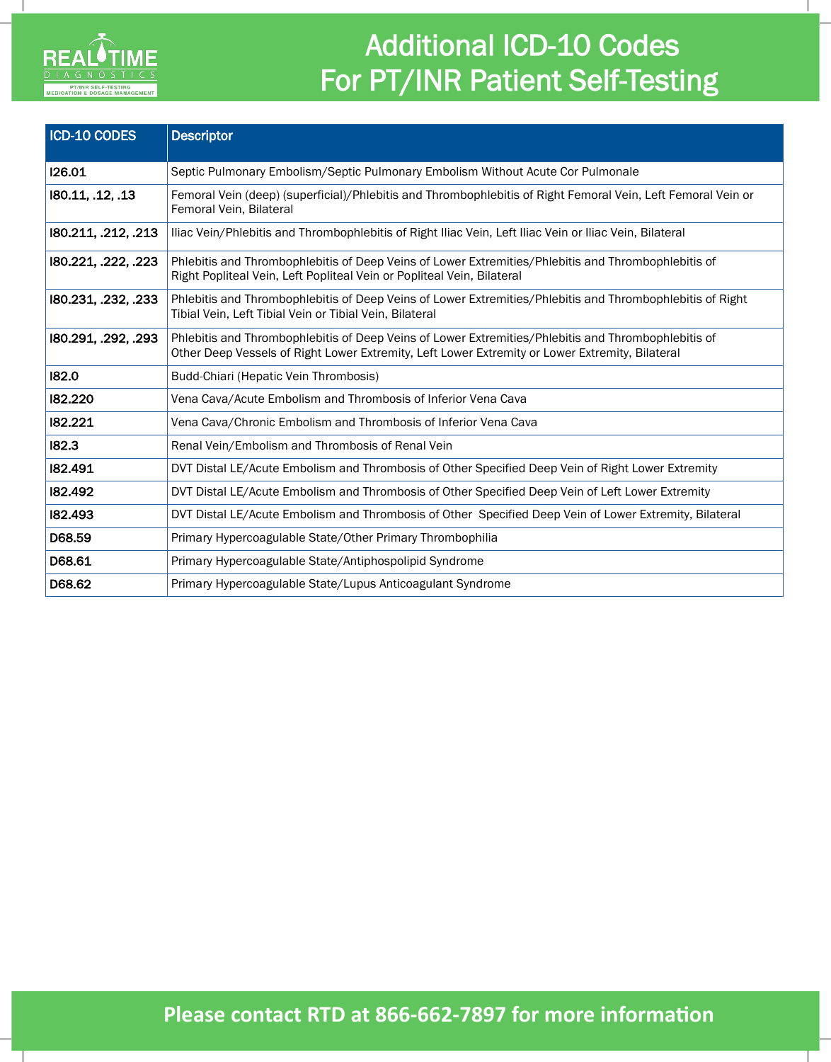# Additional ICD-10 Codes For PT/INR Patient Self-Testing

| ICD-10 CODES | Descriptor |
|---|---|
| I26.01 | Septic Pulmonary Embolism/Septic Pulmonary Embolism Without Acute Cor Pulmonale |
| I80.11, .12, .13 | Femoral Vein (deep) (superficial)/Phlebitis and Thrombophlebitis of Right Femoral Vein, Left Femoral Vein or Femoral Vein, Bilateral |
| I80.211, .212, .213 | Iliac Vein/Phlebitis and Thrombophlebitis of Right Iliac Vein, Left Iliac Vein or Iliac Vein, Bilateral |
| I80.221, .222, .223 | Phlebitis and Thrombophlebitis of Deep Veins of Lower Extremities/Phlebitis and Thrombophlebitis of Right Popliteal Vein, Left Popliteal Vein or Popliteal Vein, Bilateral |
| I80.231, .232, .233 | Phlebitis and Thrombophlebitis of Deep Veins of Lower Extremities/Phlebitis and Thrombophlebitis of Right Tibial Vein, Left Tibial Vein or Tibial Vein, Bilateral |
| I80.291, .292, .293 | Phlebitis and Thrombophlebitis of Deep Veins of Lower Extremities/Phlebitis and Thrombophlebitis of Other Deep Vessels of Right Lower Extremity, Left Lower Extremity or Lower Extremity, Bilateral |
| I82.0 | Budd-Chiari (Hepatic Vein Thrombosis) |
| I82.220 | Vena Cava/Acute Embolism and Thrombosis of Inferior Vena Cava |
| I82.221 | Vena Cava/Chronic Embolism and Thrombosis of Inferior Vena Cava |
| I82.3 | Renal Vein/Embolism and Thrombosis of Renal Vein |
| I82.491 | DVT Distal LE/Acute Embolism and Thrombosis of Other Specified Deep Vein of Right Lower Extremity |
| I82.492 | DVT Distal LE/Acute Embolism and Thrombosis of Other Specified Deep Vein of Left Lower Extremity |
| I82.493 | DVT Distal LE/Acute Embolism and Thrombosis of Other Specified Deep Vein of Lower Extremity, Bilateral |
| D68.59 | Primary Hypercoagulable State/Other Primary Thrombophilia |
| D68.61 | Primary Hypercoagulable State/Antiphospolipid Syndrome |
| D68.62 | Primary Hypercoagulable State/Lupus Anticoagulant Syndrome |

**Please contact RTD at 866-662-7897 for more information**